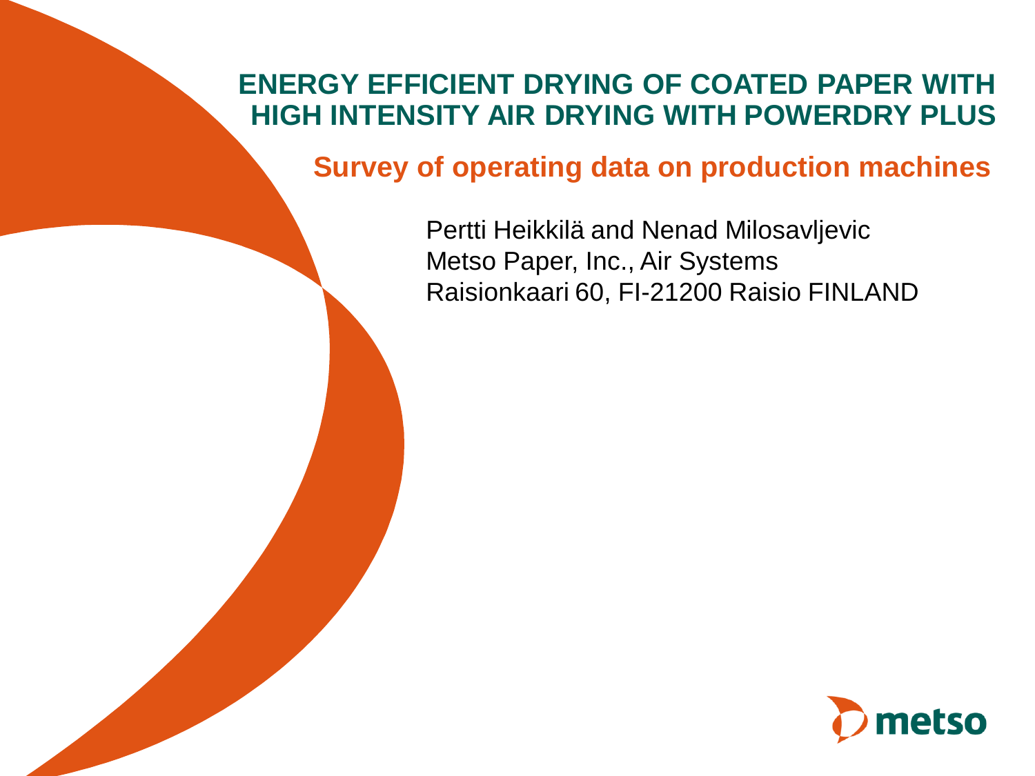# ENERGY EFFICIENT DRYING OF COATED PAPER WITH HIGH INTENSITY AIR DRYING WITH POWERDRY PLUS

## Survey of operating data on production machines

Pertti Heikkilä and Nenad Milosavljevic
Metso Paper, Inc., Air Systems
Raisionkaari 60, FI-21200 Raisio FINLAND

metso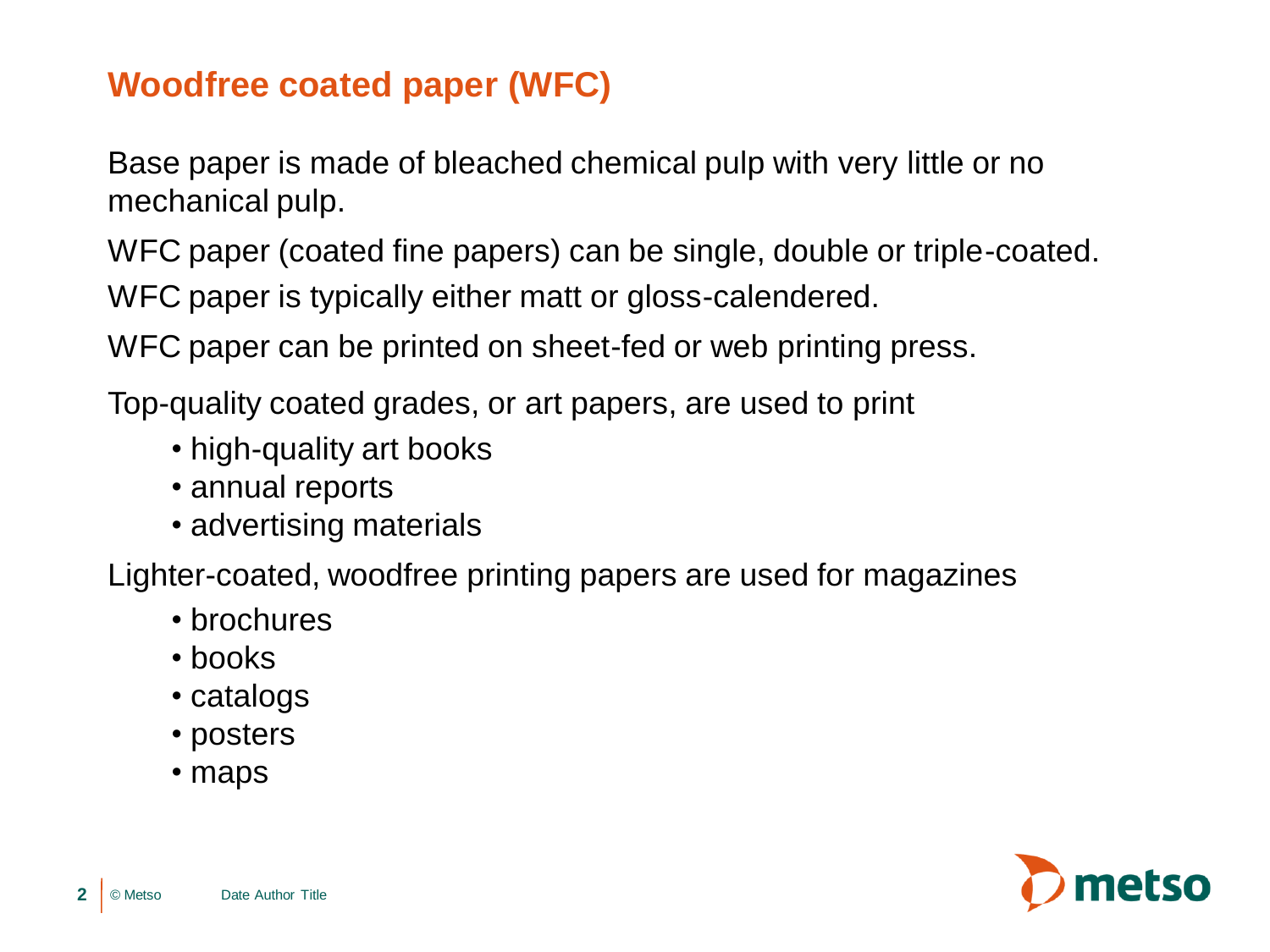# Woodfree coated paper (WFC)

Base paper is made of bleached chemical pulp with very little or no mechanical pulp.

WFC paper (coated fine papers) can be single, double or triple-coated.

WFC paper is typically either matt or gloss-calendered.

WFC paper can be printed on sheet-fed or web printing press.

Top-quality coated grades, or art papers, are used to print

- high-quality art books
- annual reports
- advertising materials

Lighter-coated, woodfree printing papers are used for magazines

- brochures
- books
- catalogs
- posters
- maps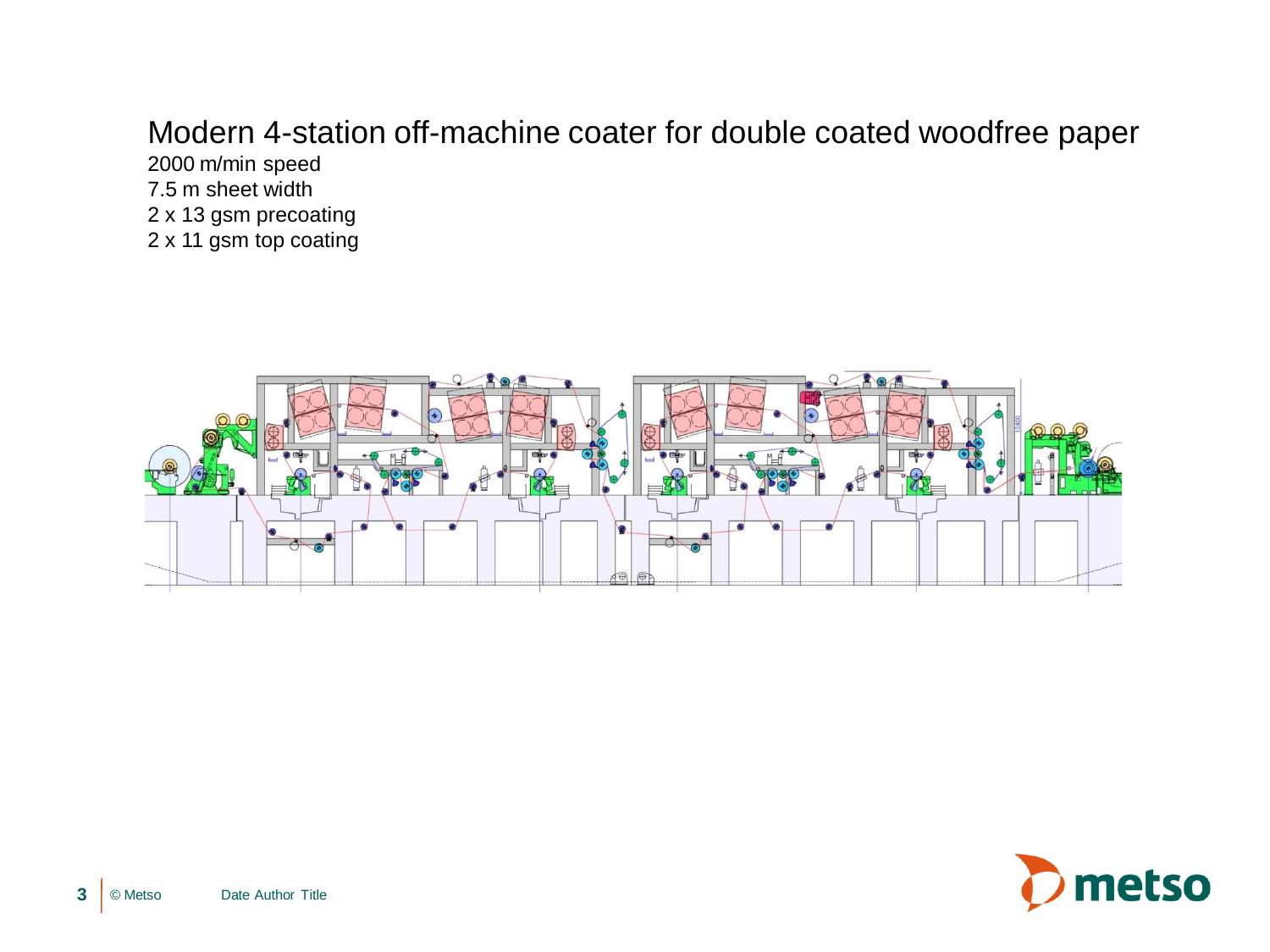# Modern 4-station off-machine coater for double coated woodfree paper

2000 m/min speed

7.5 m sheet width

2 x 13 gsm precoating

2 x 11 gsm top coating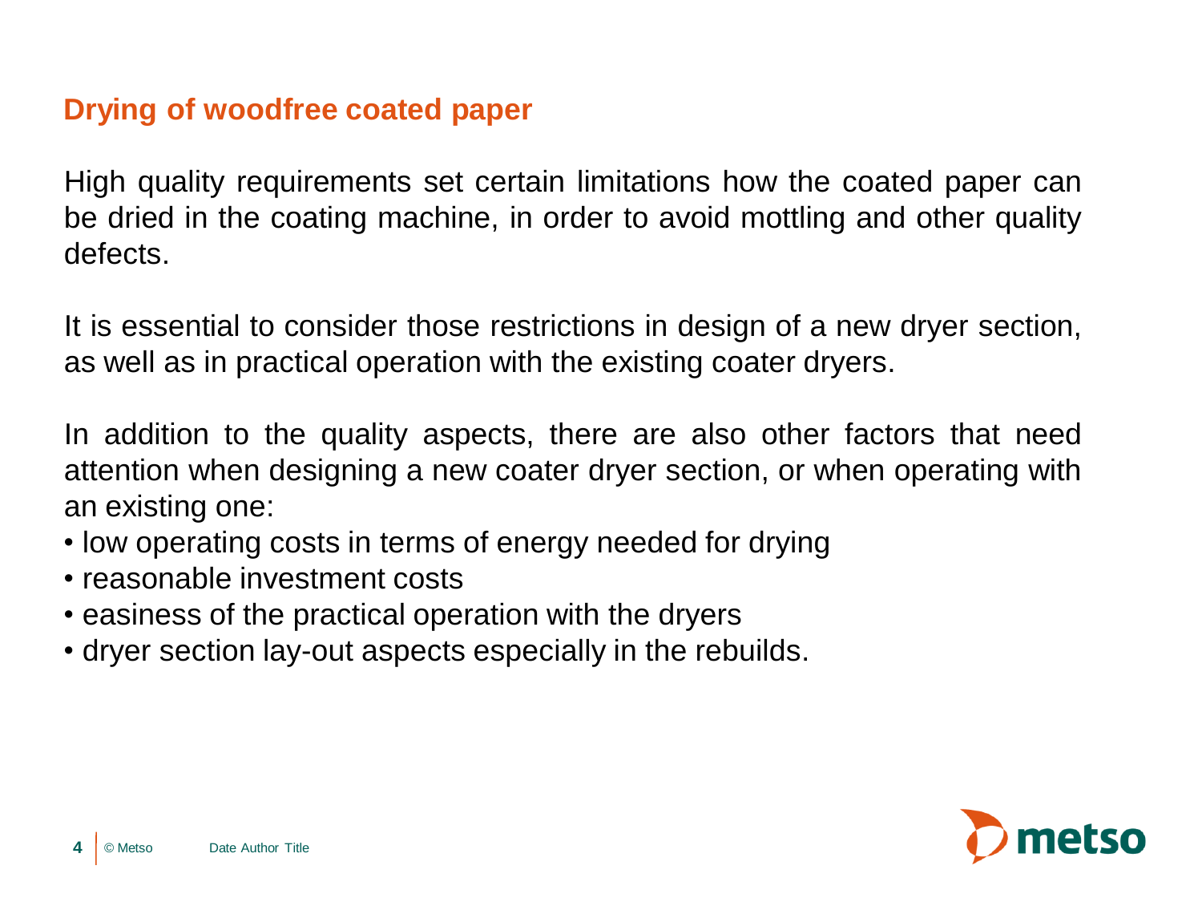## Drying of woodfree coated paper

High quality requirements set certain limitations how the coated paper can be dried in the coating machine, in order to avoid mottling and other quality defects.

It is essential to consider those restrictions in design of a new dryer section, as well as in practical operation with the existing coater dryers.

In addition to the quality aspects, there are also other factors that need attention when designing a new coater dryer section, or when operating with an existing one:

- low operating costs in terms of energy needed for drying
- reasonable investment costs
- easiness of the practical operation with the dryers
- dryer section lay-out aspects especially in the rebuilds.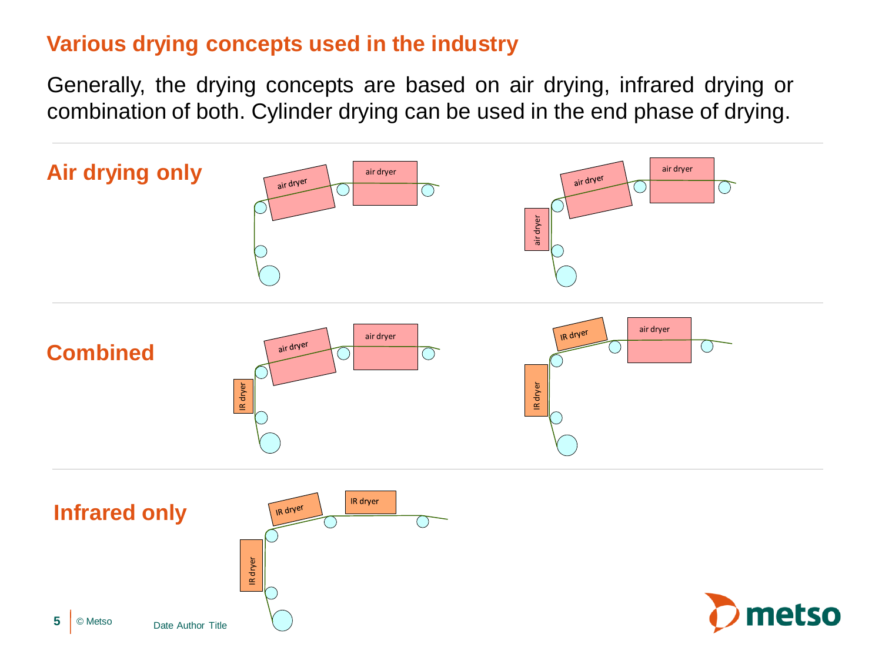# Various drying concepts used in the industry

Generally, the drying concepts are based on air drying, infrared drying or combination of both. Cylinder drying can be used in the end phase of drying.

## Air drying only

air dryer

air dryer

air dryer

air dryer

air dryer

## Combined

IR dryer

air dryer

air dryer

IR dryer

IR dryer

air dryer

## Infrared only

IR dryer

IR dryer

IR dryer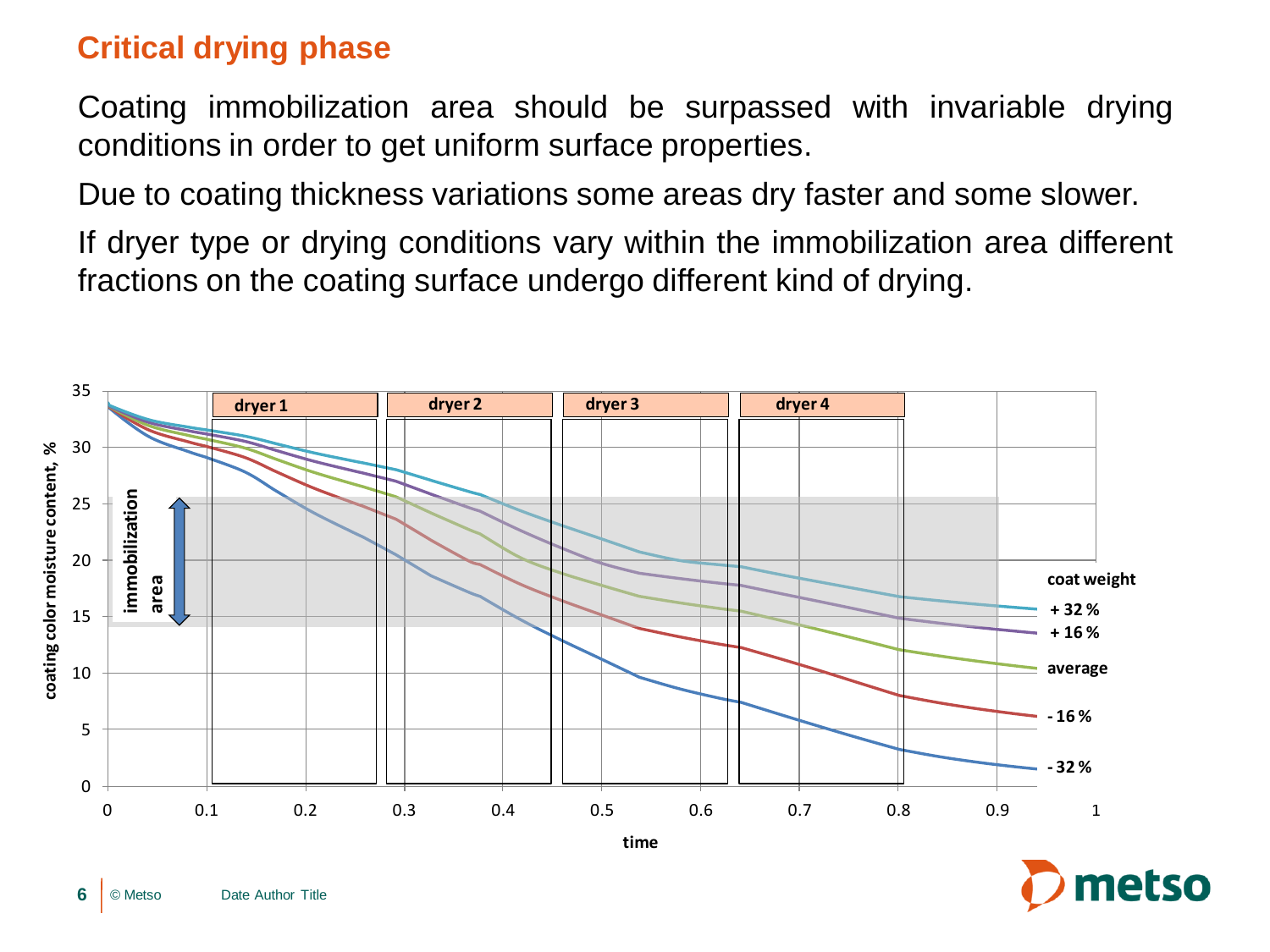# Critical drying phase

Coating immobilization area should be surpassed with invariable drying conditions in order to get uniform surface properties.

Due to coating thickness variations some areas dry faster and some slower.

If dryer type or drying conditions vary within the immobilization area different fractions on the coating surface undergo different kind of drying.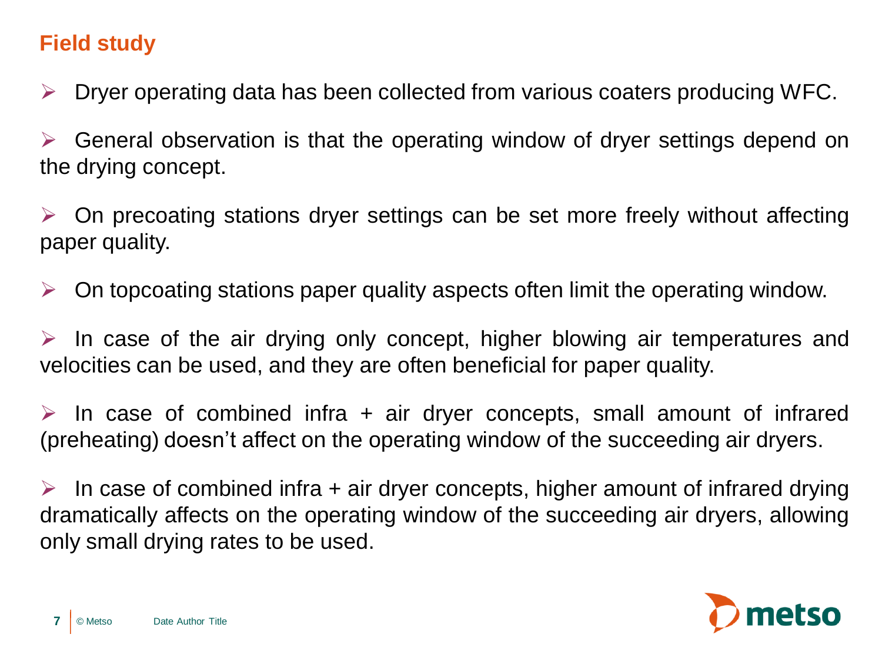# Field study

- Dryer operating data has been collected from various coaters producing WFC.
- General observation is that the operating window of dryer settings depend on the drying concept.
- On precoating stations dryer settings can be set more freely without affecting paper quality.
- On topcoating stations paper quality aspects often limit the operating window.
- In case of the air drying only concept, higher blowing air temperatures and velocities can be used, and they are often beneficial for paper quality.
- In case of combined infra + air dryer concepts, small amount of infrared (preheating) doesn't affect on the operating window of the succeeding air dryers.
- In case of combined infra + air dryer concepts, higher amount of infrared drying dramatically affects on the operating window of the succeeding air dryers, allowing only small drying rates to be used.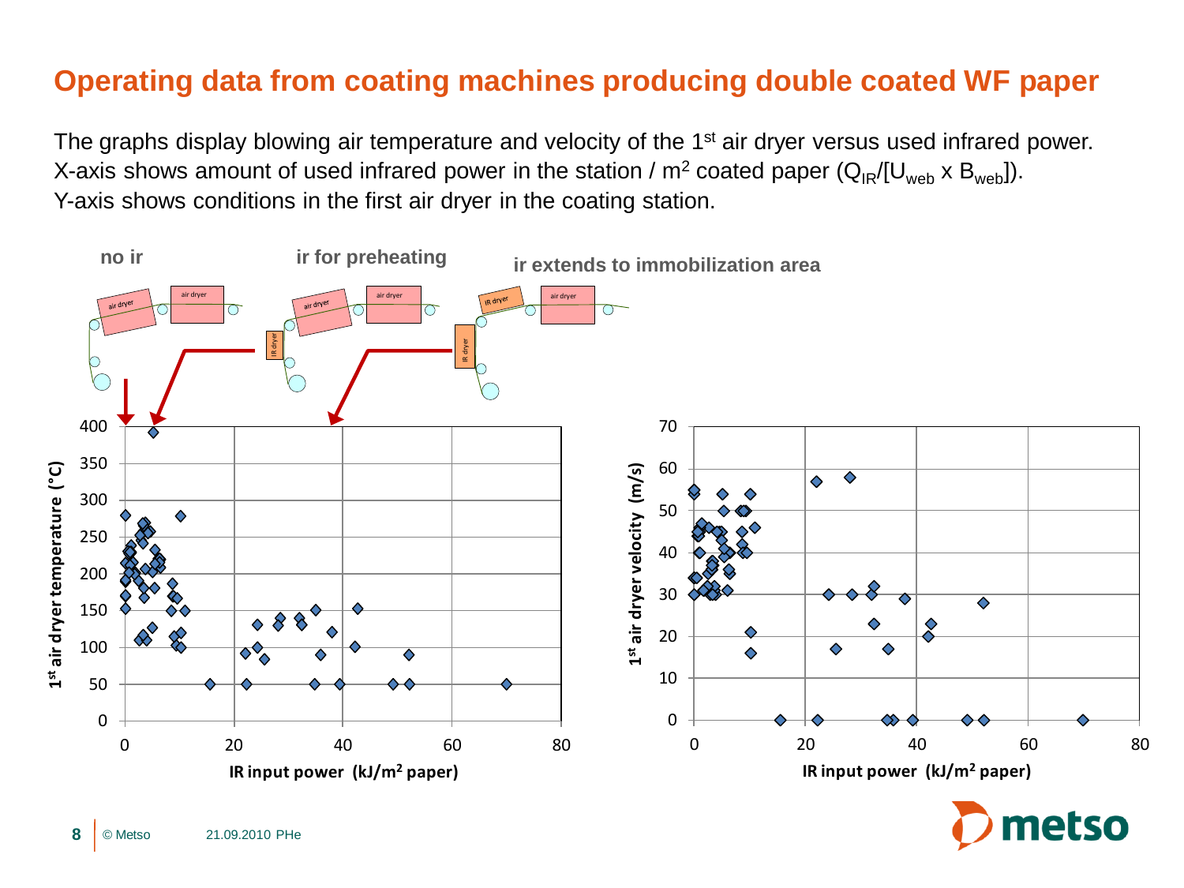# Operating data from coating machines producing double coated WF paper

The graphs display blowing air temperature and velocity of the 1st air dryer versus used infrared power.
X-axis shows amount of used infrared power in the station / m² coated paper ($Q_{IR}/[U_{web} \times B_{web}]$).
Y-axis shows conditions in the first air dryer in the coating station.

**no ir** | **ir for preheating** | **ir extends to immobilization area**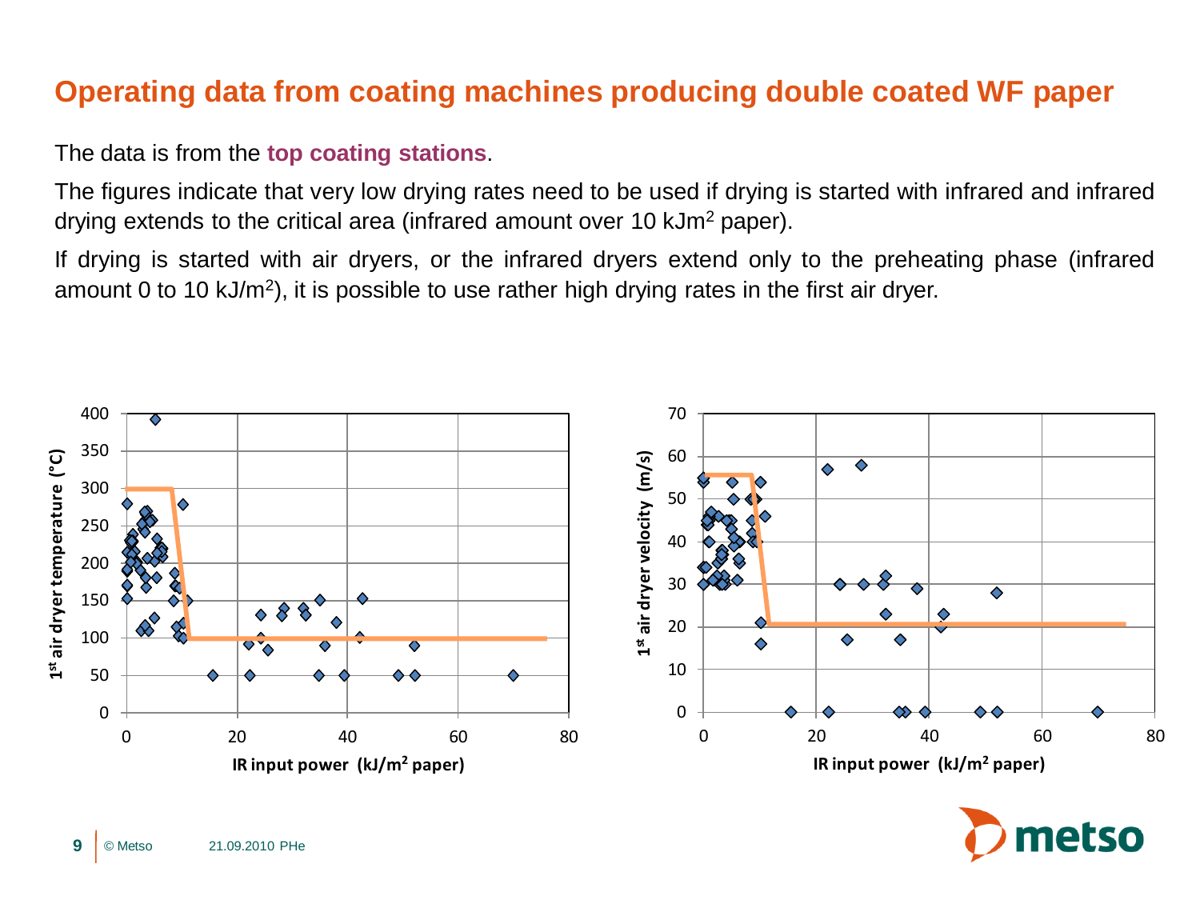# Operating data from coating machines producing double coated WF paper

The data is from the **top coating stations**.

The figures indicate that very low drying rates need to be used if drying is started with infrared and infrared drying extends to the critical area (infrared amount over 10 kJm$^2$ paper).

If drying is started with air dryers, or the infrared dryers extend only to the preheating phase (infrared amount 0 to 10 kJ/m$^2$), it is possible to use rather high drying rates in the first air dryer.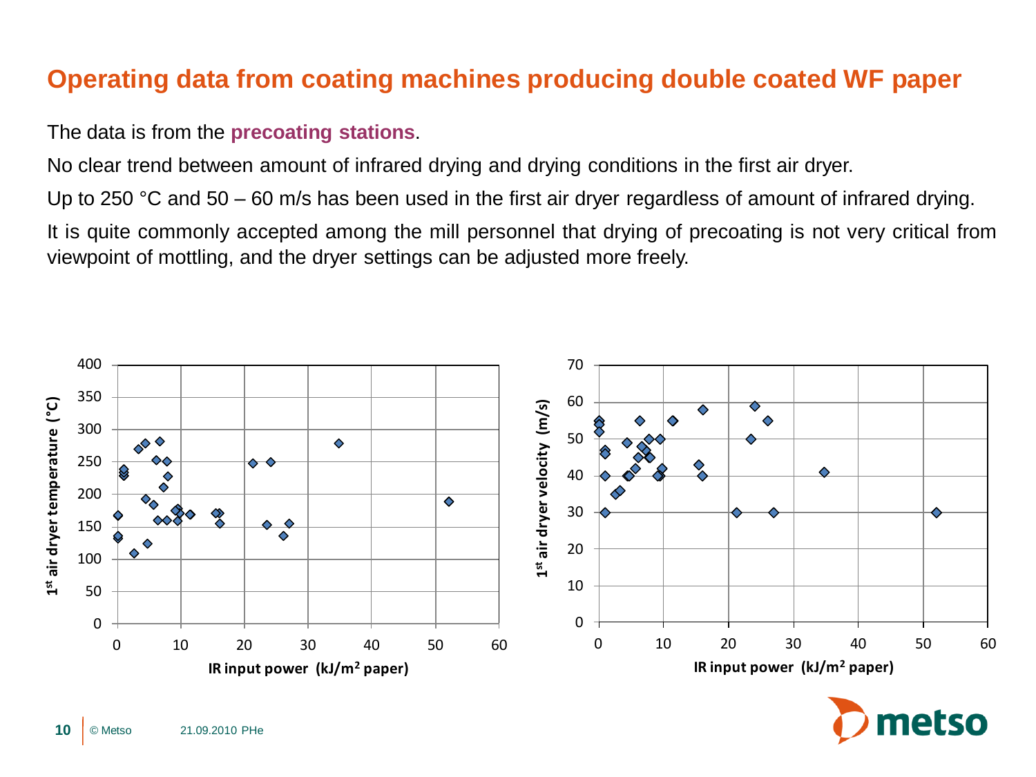# Operating data from coating machines producing double coated WF paper

The data is from the **precoating stations**.

No clear trend between amount of infrared drying and drying conditions in the first air dryer.

Up to 250 °C and 50 – 60 m/s has been used in the first air dryer regardless of amount of infrared drying.

It is quite commonly accepted among the mill personnel that drying of precoating is not very critical from viewpoint of mottling, and the dryer settings can be adjusted more freely.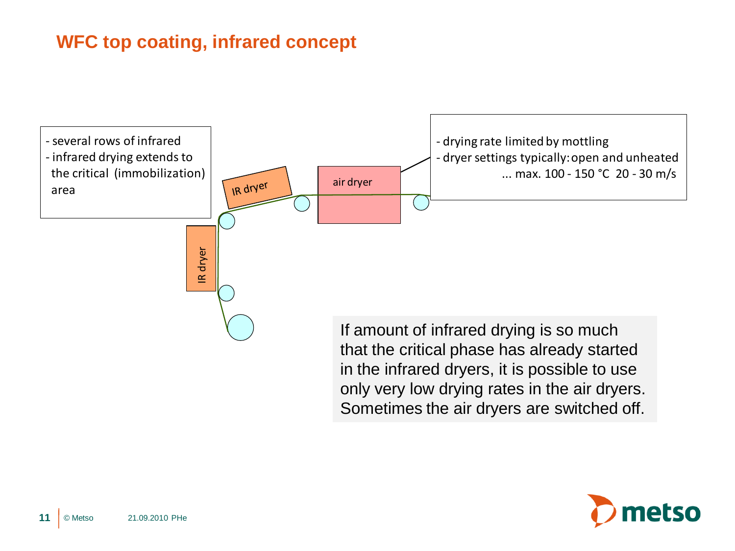# WFC top coating, infrared concept

- several rows of infrared
- infrared drying extends to the critical (immobilization) area

IR dryer

IR dryer

air dryer

- drying rate limited by mottling
- dryer settings typically: open and unheated ... max. 100 - 150 °C 20 - 30 m/s

If amount of infrared drying is so much that the critical phase has already started in the infrared dryers, it is possible to use only very low drying rates in the air dryers. Sometimes the air dryers are switched off.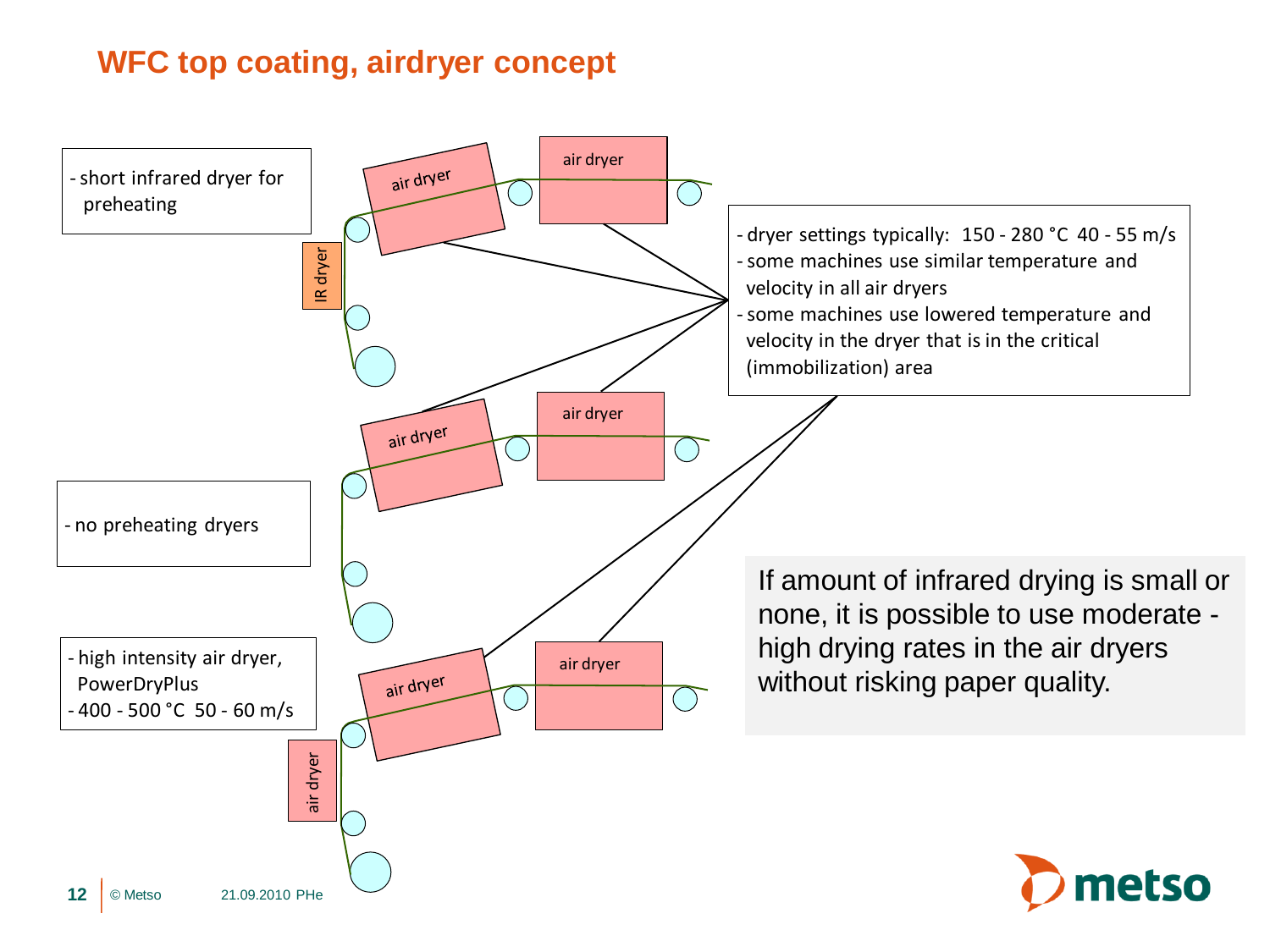# WFC top coating, airdryer concept

- short infrared dryer for preheating

IR dryer

air dryer

air dryer

- dryer settings typically: 150 - 280 °C 40 - 55 m/s
- some machines use similar temperature and velocity in all air dryers
- some machines use lowered temperature and velocity in the dryer that is in the critical (immobilization) area

- no preheating dryers

air dryer

air dryer

- high intensity air dryer, PowerDryPlus
- 400 - 500 °C 50 - 60 m/s

air dryer

air dryer

air dryer

If amount of infrared drying is small or none, it is possible to use moderate - high drying rates in the air dryers without risking paper quality.

© Metso 21.09.2010 PHe

metso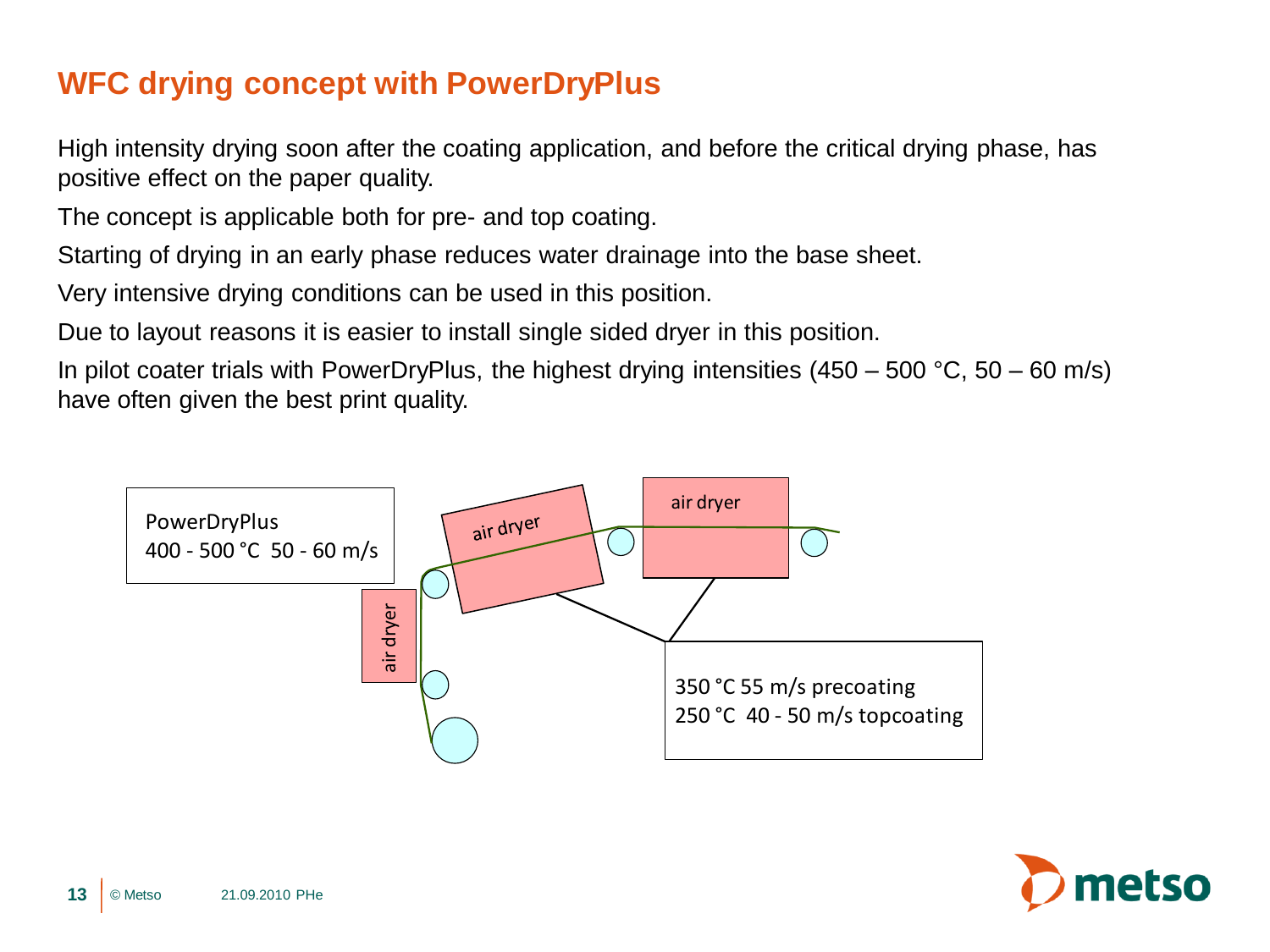# WFC drying concept with PowerDryPlus

High intensity drying soon after the coating application, and before the critical drying phase, has positive effect on the paper quality.

The concept is applicable both for pre- and top coating.

Starting of drying in an early phase reduces water drainage into the base sheet.

Very intensive drying conditions can be used in this position.

Due to layout reasons it is easier to install single sided dryer in this position.

In pilot coater trials with PowerDryPlus, the highest drying intensities (450 – 500 °C, 50 – 60 m/s) have often given the best print quality.

PowerDryPlus
400 - 500 °C 50 - 60 m/s

air dryer

air dryer

air dryer

350 °C 55 m/s precoating
250 °C 40 - 50 m/s topcoating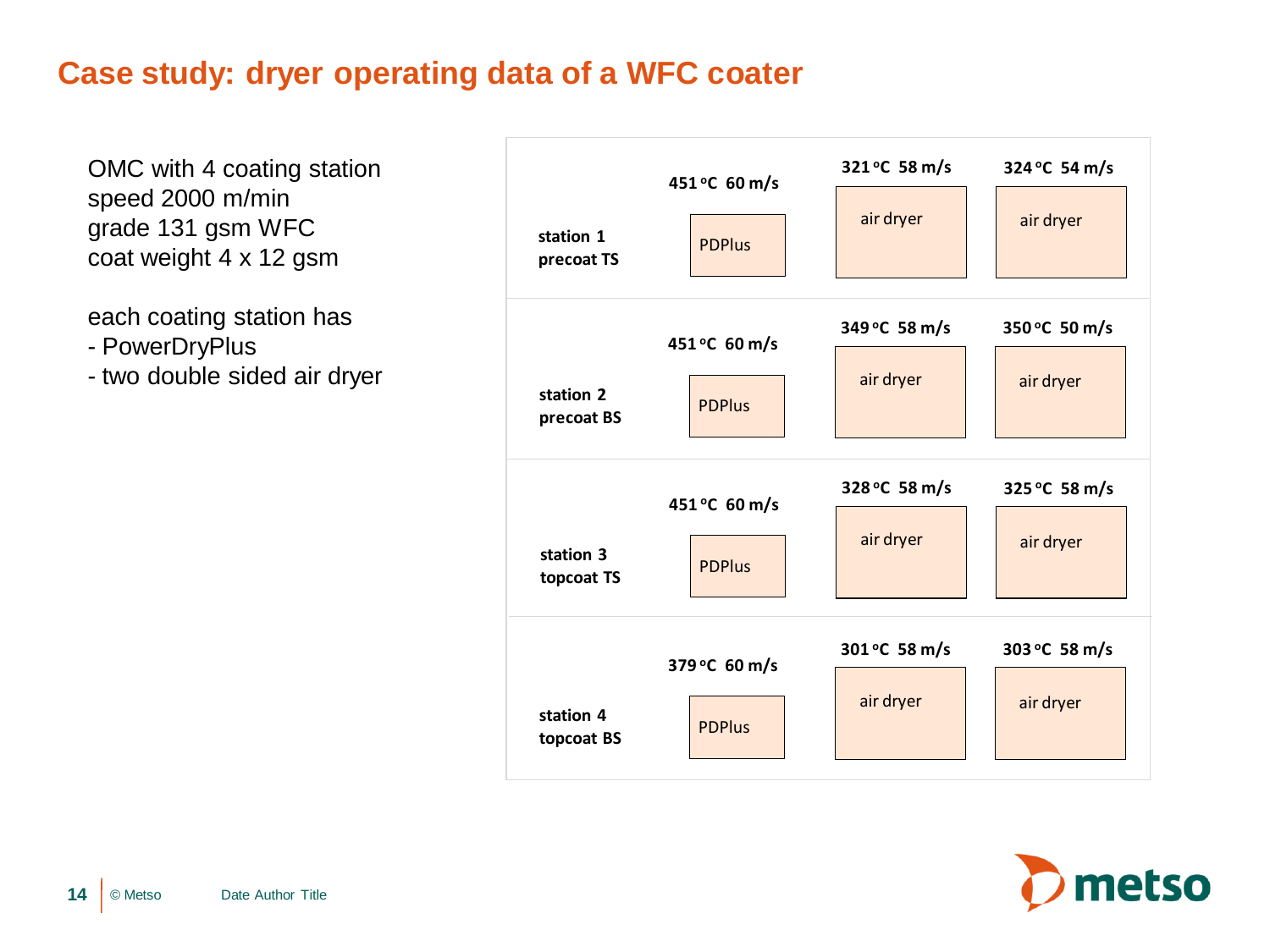# Case study: dryer operating data of a WFC coater

OMC with 4 coating station
speed 2000 m/min
grade 131 gsm WFC
coat weight 4 x 12 gsm

each coating station has
- PowerDryPlus
- two double sided air dryer

| Station | PDPlus | air dryer | air dryer |
|---|---|---|---|
| station 1 precoat TS | 451 °C 60 m/s | 321 °C 58 m/s | 324 °C 54 m/s |
| station 2 precoat BS | 451 °C 60 m/s | 349 °C 58 m/s | 350 °C 50 m/s |
| station 3 topcoat TS | 451 °C 60 m/s | 328 °C 58 m/s | 325 °C 58 m/s |
| station 4 topcoat BS | 379 °C 60 m/s | 301 °C 58 m/s | 303 °C 58 m/s |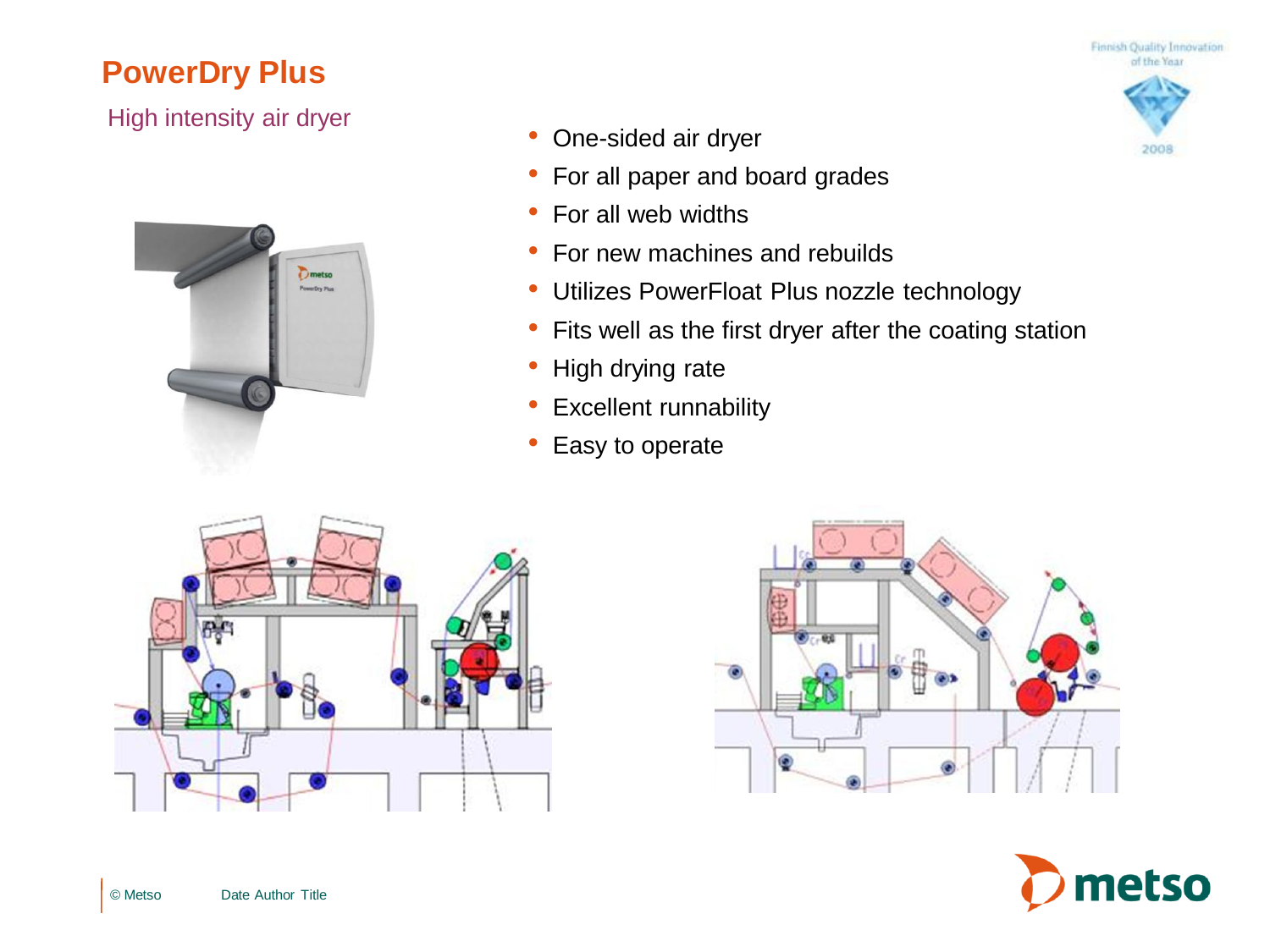# PowerDry Plus

## High intensity air dryer

- One-sided air dryer
- For all paper and board grades
- For all web widths
- For new machines and rebuilds
- Utilizes PowerFloat Plus nozzle technology
- Fits well as the first dryer after the coating station
- High drying rate
- Excellent runnability
- Easy to operate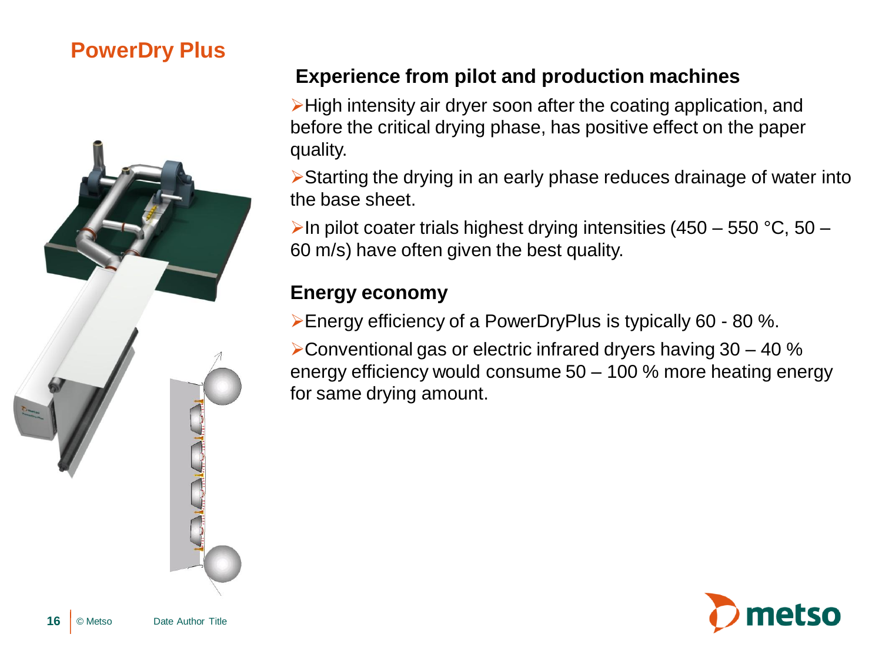# PowerDry Plus

## Experience from pilot and production machines

- High intensity air dryer soon after the coating application, and before the critical drying phase, has positive effect on the paper quality.
- Starting the drying in an early phase reduces drainage of water into the base sheet.
- In pilot coater trials highest drying intensities (450 – 550 °C, 50 – 60 m/s) have often given the best quality.

## Energy economy

- Energy efficiency of a PowerDryPlus is typically 60 - 80 %.
- Conventional gas or electric infrared dryers having 30 – 40 % energy efficiency would consume 50 – 100 % more heating energy for same drying amount.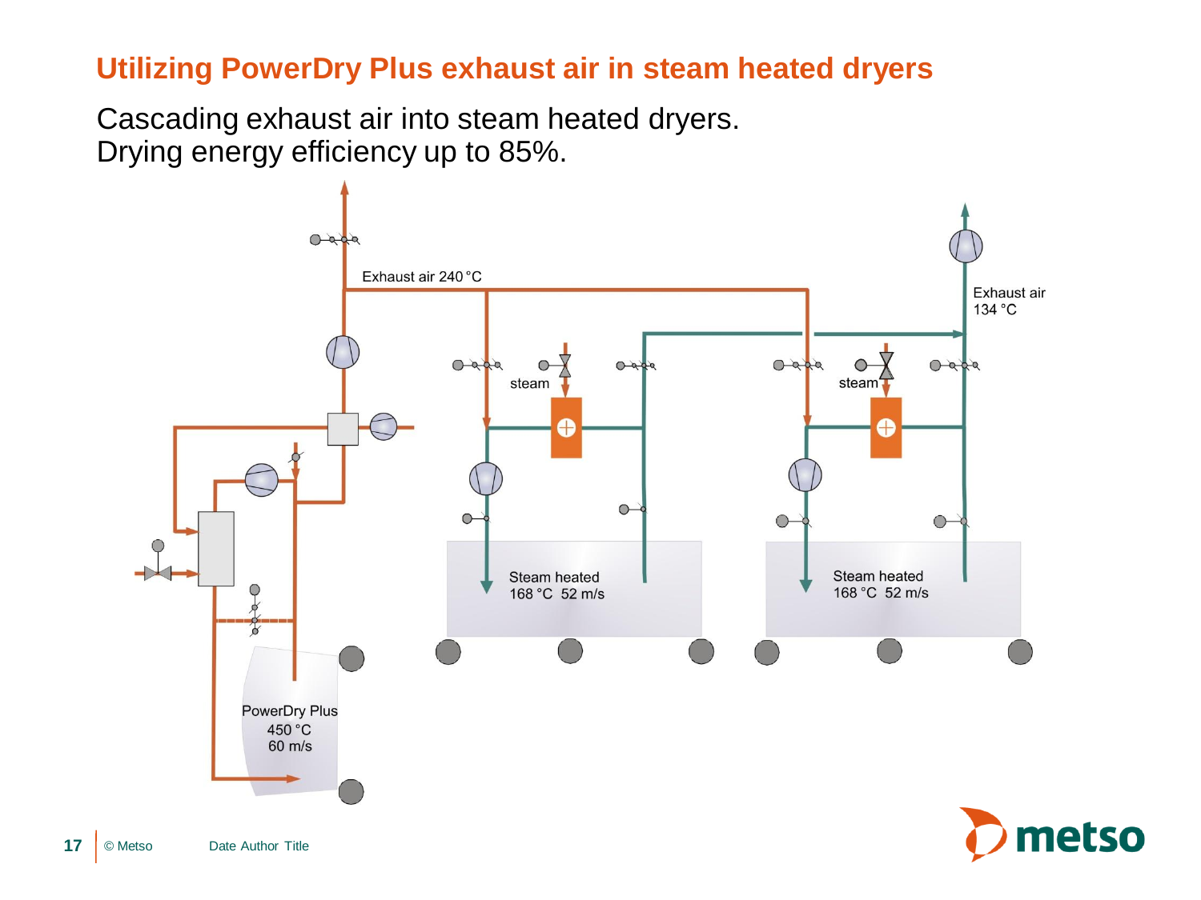# Utilizing PowerDry Plus exhaust air in steam heated dryers

Cascading exhaust air into steam heated dryers.
Drying energy efficiency up to 85%.

Exhaust air 240 °C

steam

steam

Exhaust air 134 °C

Steam heated 168 °C 52 m/s

Steam heated 168 °C 52 m/s

PowerDry Plus 450 °C 60 m/s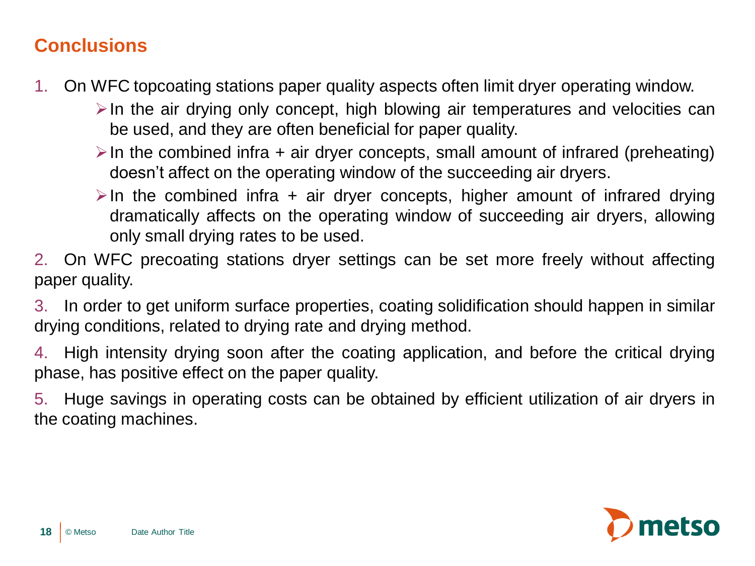## Conclusions

1. On WFC topcoating stations paper quality aspects often limit dryer operating window.
   - In the air drying only concept, high blowing air temperatures and velocities can be used, and they are often beneficial for paper quality.
   - In the combined infra + air dryer concepts, small amount of infrared (preheating) doesn't affect on the operating window of the succeeding air dryers.
   - In the combined infra + air dryer concepts, higher amount of infrared drying dramatically affects on the operating window of succeeding air dryers, allowing only small drying rates to be used.
2. On WFC precoating stations dryer settings can be set more freely without affecting paper quality.
3. In order to get uniform surface properties, coating solidification should happen in similar drying conditions, related to drying rate and drying method.
4. High intensity drying soon after the coating application, and before the critical drying phase, has positive effect on the paper quality.
5. Huge savings in operating costs can be obtained by efficient utilization of air dryers in the coating machines.